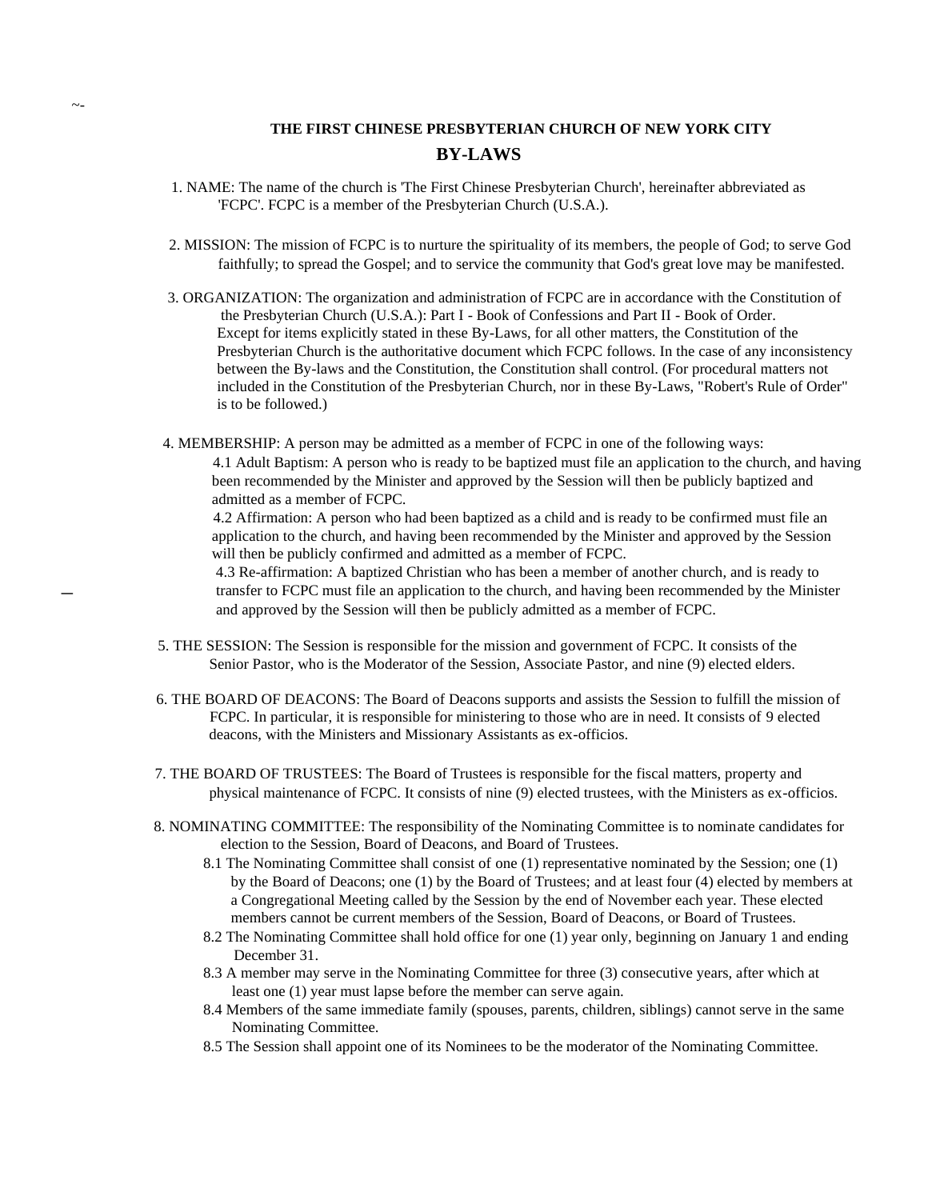# THE FIRST CHINESE PRESBYTERIAN CHURCH OF NEW YORK CITY

## BY-LAWS

1. NAME: The name of the church is 'The First Chinese Presbyterian Church', hereinafter abbreviated as 'FCPC'. FCPC is a member of the Presbyterian Church (U.S.A.).

2. MISSION: The mission of FCPC is to nurture the spirituality of its members, the people of God; to serve God faithfully; to spread the Gospel; and to service the community that God's great love may be manifested.

3. ORGANIZATION: The organization and administration of FCPC are in accordance with the Constitution of the Presbyterian Church (U.S.A.): Part I - Book of Confessions and Part II - Book of Order. Except for items explicitly stated in these By-Laws, for all other matters, the Constitution of the Presbyterian Church is the authoritative document which FCPC follows. In the case of any inconsistency between the By-laws and the Constitution, the Constitution shall control. (For procedural matters not included in the Constitution of the Presbyterian Church, nor in these By-Laws, "Robert's Rule of Order" is to be followed.)

4. MEMBERSHIP: A person may be admitted as a member of FCPC in one of the following ways:
   - 4.1 Adult Baptism: A person who is ready to be baptized must file an application to the church, and having been recommended by the Minister and approved by the Session will then be publicly baptized and admitted as a member of FCPC.
   - 4.2 Affirmation: A person who had been baptized as a child and is ready to be confirmed must file an application to the church, and having been recommended by the Minister and approved by the Session will then be publicly confirmed and admitted as a member of FCPC.
   - 4.3 Re-affirmation: A baptized Christian who has been a member of another church, and is ready to transfer to FCPC must file an application to the church, and having been recommended by the Minister and approved by the Session will then be publicly admitted as a member of FCPC.

5. THE SESSION: The Session is responsible for the mission and government of FCPC. It consists of the Senior Pastor, who is the Moderator of the Session, Associate Pastor, and nine (9) elected elders.

6. THE BOARD OF DEACONS: The Board of Deacons supports and assists the Session to fulfill the mission of FCPC. In particular, it is responsible for ministering to those who are in need. It consists of 9 elected deacons, with the Ministers and Missionary Assistants as ex-officios.

7. THE BOARD OF TRUSTEES: The Board of Trustees is responsible for the fiscal matters, property and physical maintenance of FCPC. It consists of nine (9) elected trustees, with the Ministers as ex-officios.

8. NOMINATING COMMITTEE: The responsibility of the Nominating Committee is to nominate candidates for election to the Session, Board of Deacons, and Board of Trustees.
   - 8.1 The Nominating Committee shall consist of one (1) representative nominated by the Session; one (1) by the Board of Deacons; one (1) by the Board of Trustees; and at least four (4) elected by members at a Congregational Meeting called by the Session by the end of November each year. These elected members cannot be current members of the Session, Board of Deacons, or Board of Trustees.
   - 8.2 The Nominating Committee shall hold office for one (1) year only, beginning on January 1 and ending December 31.
   - 8.3 A member may serve in the Nominating Committee for three (3) consecutive years, after which at least one (1) year must lapse before the member can serve again.
   - 8.4 Members of the same immediate family (spouses, parents, children, siblings) cannot serve in the same Nominating Committee.
   - 8.5 The Session shall appoint one of its Nominees to be the moderator of the Nominating Committee.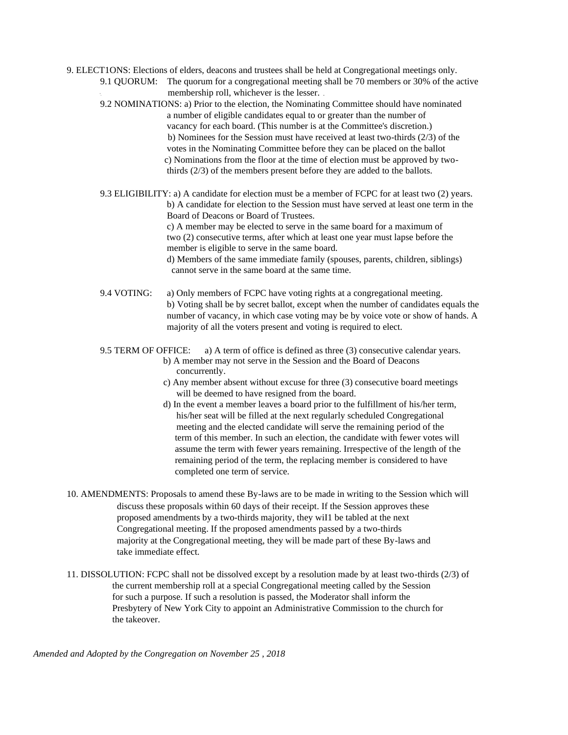9. ELECT1ONS: Elections of elders, deacons and trustees shall be held at Congregational meetings only.

9.1 QUORUM: The quorum for a congregational meeting shall be 70 members or 30% of the active membership roll, whichever is the lesser.

9.2 NOMINATIONS: a) Prior to the election, the Nominating Committee should have nominated a number of eligible candidates equal to or greater than the number of vacancy for each board. (This number is at the Committee's discretion.)
b) Nominees for the Session must have received at least two-thirds (2/3) of the votes in the Nominating Committee before they can be placed on the ballot
c) Nominations from the floor at the time of election must be approved by two-thirds (2/3) of the members present before they are added to the ballots.

9.3 ELIGIBILITY: a) A candidate for election must be a member of FCPC for at least two (2) years.
b) A candidate for election to the Session must have served at least one term in the Board of Deacons or Board of Trustees.
c) A member may be elected to serve in the same board for a maximum of two (2) consecutive terms, after which at least one year must lapse before the member is eligible to serve in the same board.
d) Members of the same immediate family (spouses, parents, children, siblings) cannot serve in the same board at the same time.

9.4 VOTING: a) Only members of FCPC have voting rights at a congregational meeting.
b) Voting shall be by secret ballot, except when the number of candidates equals the number of vacancy, in which case voting may be by voice vote or show of hands. A majority of all the voters present and voting is required to elect.

9.5 TERM OF OFFICE: a) A term of office is defined as three (3) consecutive calendar years.
b) A member may not serve in the Session and the Board of Deacons concurrently.
c) Any member absent without excuse for three (3) consecutive board meetings will be deemed to have resigned from the board.
d) In the event a member leaves a board prior to the fulfillment of his/her term, his/her seat will be filled at the next regularly scheduled Congregational meeting and the elected candidate will serve the remaining period of the term of this member. In such an election, the candidate with fewer votes will assume the term with fewer years remaining. Irrespective of the length of the remaining period of the term, the replacing member is considered to have completed one term of service.

10. AMENDMENTS: Proposals to amend these By-laws are to be made in writing to the Session which will discuss these proposals within 60 days of their receipt. If the Session approves these proposed amendments by a two-thirds majority, they wiI1 be tabled at the next Congregational meeting. If the proposed amendments passed by a two-thirds majority at the Congregational meeting, they will be made part of these By-laws and take immediate effect.

11. DISSOLUTION: FCPC shall not be dissolved except by a resolution made by at least two-thirds (2/3) of the current membership roll at a special Congregational meeting called by the Session for such a purpose. If such a resolution is passed, the Moderator shall inform the Presbytery of New York City to appoint an Administrative Commission to the church for the takeover.

*Amended and Adopted by the Congregation on November 25 , 2018*